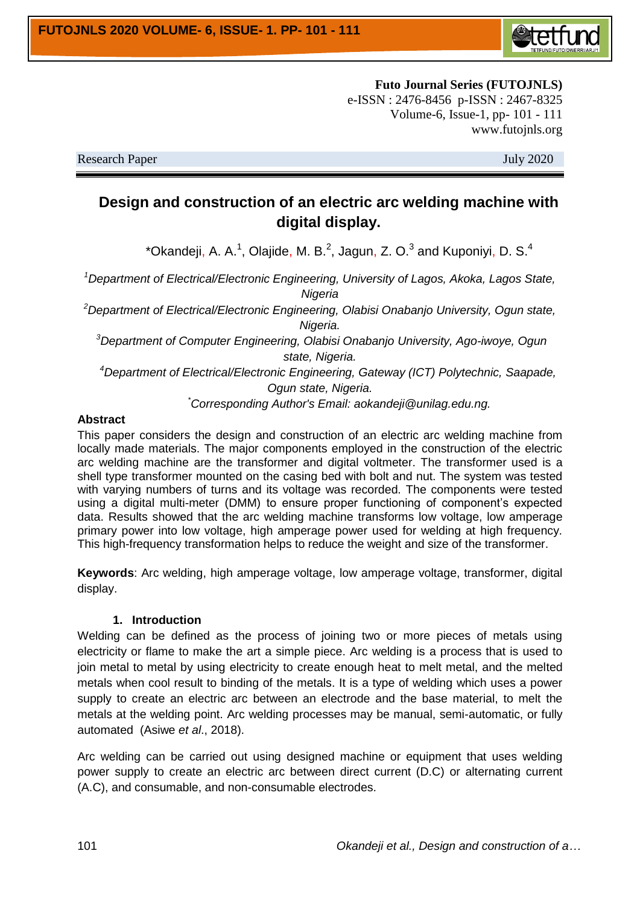Futo Journal Series (FUTOJNLS)
e-ISSN : 2476-8456 p-ISSN : 2467-8325
www.futojnls.org

Research Paper July 2020

# Design and construction of an electric arc welding machine with digital display.

*Okandeji, A. A.[1], Olajide, M. B.[2], Jagun, Z. O.[3] and Kuponiyi, D. S.[4]

[1]*Department of Electrical/Electronic Engineering, University of Lagos, Akoka, Lagos State, Nigeria*

[2]*Department of Electrical/Electronic Engineering, Olabisi Onabanjo University, Ogun state, Nigeria.*

[3]*Department of Computer Engineering, Olabisi Onabanjo University, Ago-iwoye, Ogun state, Nigeria.*

[4]*Department of Electrical/Electronic Engineering, Gateway (ICT) Polytechnic, Saapade, Ogun state, Nigeria.*

*Corresponding Author's Email: aokandeji@unilag.edu.ng.*

## Abstract

This paper considers the design and construction of an electric arc welding machine from locally made materials. The major components employed in the construction of the electric arc welding machine are the transformer and digital voltmeter. The transformer used is a shell type transformer mounted on the casing bed with bolt and nut. The system was tested with varying numbers of turns and its voltage was recorded. The components were tested using a digital multi-meter (DMM) to ensure proper functioning of component's expected data. Results showed that the arc welding machine transforms low voltage, low amperage primary power into low voltage, high amperage power used for welding at high frequency. This high-frequency transformation helps to reduce the weight and size of the transformer.

**Keywords**: Arc welding, high amperage voltage, low amperage voltage, transformer, digital display.

## 1. Introduction

Welding can be defined as the process of joining two or more pieces of metals using electricity or flame to make the art a simple piece. Arc welding is a process that is used to join metal to metal by using electricity to create enough heat to melt metal, and the melted metals when cool result to binding of the metals. It is a type of welding which uses a power supply to create an electric arc between an electrode and the base material, to melt the metals at the welding point. Arc welding processes may be manual, semi-automatic, or fully automated (Asiwe *et al*., 2018).

Arc welding can be carried out using designed machine or equipment that uses welding power supply to create an electric arc between direct current (D.C) or alternating current (A.C), and consumable, and non-consumable electrodes.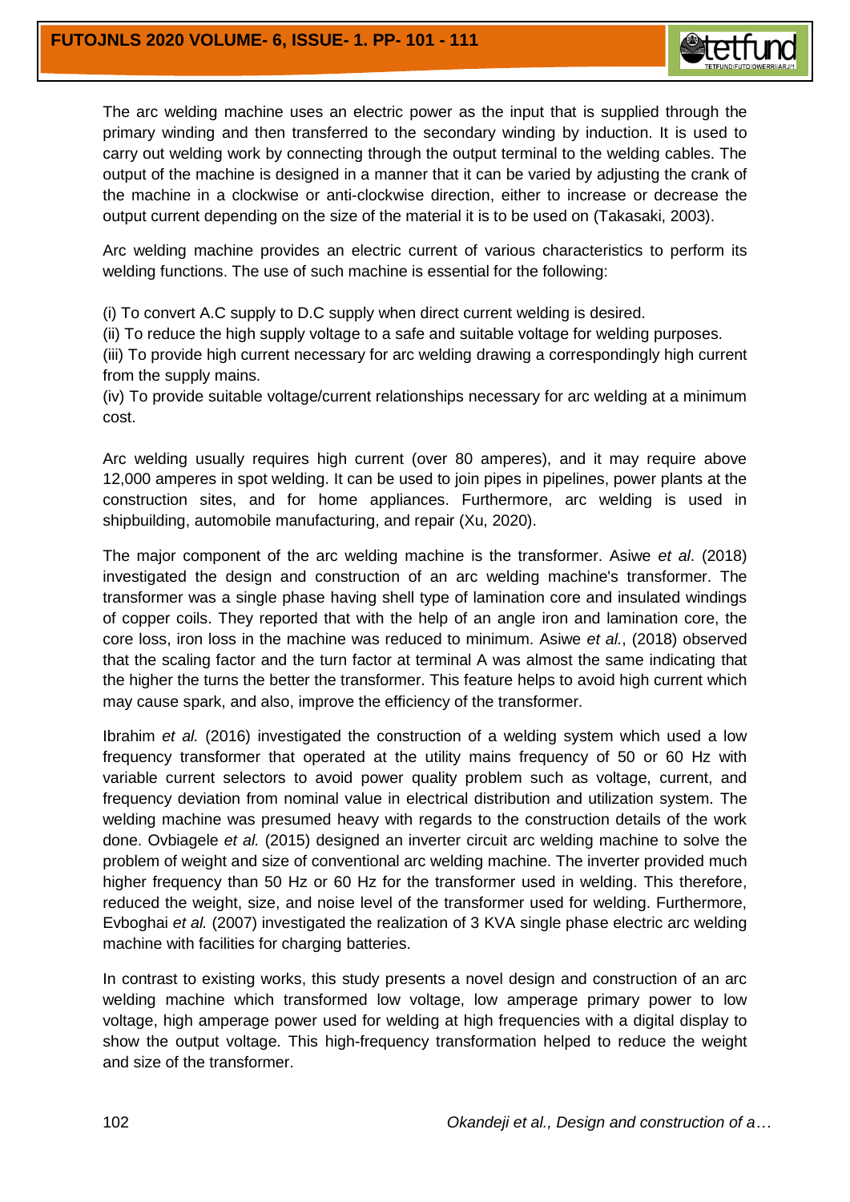The arc welding machine uses an electric power as the input that is supplied through the primary winding and then transferred to the secondary winding by induction. It is used to carry out welding work by connecting through the output terminal to the welding cables. The output of the machine is designed in a manner that it can be varied by adjusting the crank of the machine in a clockwise or anti-clockwise direction, either to increase or decrease the output current depending on the size of the material it is to be used on (Takasaki, 2003).

Arc welding machine provides an electric current of various characteristics to perform its welding functions. The use of such machine is essential for the following:

(i) To convert A.C supply to D.C supply when direct current welding is desired.
(ii) To reduce the high supply voltage to a safe and suitable voltage for welding purposes.
(iii) To provide high current necessary for arc welding drawing a correspondingly high current from the supply mains.
(iv) To provide suitable voltage/current relationships necessary for arc welding at a minimum cost.

Arc welding usually requires high current (over 80 amperes), and it may require above 12,000 amperes in spot welding. It can be used to join pipes in pipelines, power plants at the construction sites, and for home appliances. Furthermore, arc welding is used in shipbuilding, automobile manufacturing, and repair (Xu, 2020).

The major component of the arc welding machine is the transformer. Asiwe *et al*. (2018) investigated the design and construction of an arc welding machine's transformer. The transformer was a single phase having shell type of lamination core and insulated windings of copper coils. They reported that with the help of an angle iron and lamination core, the core loss, iron loss in the machine was reduced to minimum. Asiwe *et al.*, (2018) observed that the scaling factor and the turn factor at terminal A was almost the same indicating that the higher the turns the better the transformer. This feature helps to avoid high current which may cause spark, and also, improve the efficiency of the transformer.

Ibrahim *et al.* (2016) investigated the construction of a welding system which used a low frequency transformer that operated at the utility mains frequency of 50 or 60 Hz with variable current selectors to avoid power quality problem such as voltage, current, and frequency deviation from nominal value in electrical distribution and utilization system. The welding machine was presumed heavy with regards to the construction details of the work done. Ovbiagele *et al.* (2015) designed an inverter circuit arc welding machine to solve the problem of weight and size of conventional arc welding machine. The inverter provided much higher frequency than 50 Hz or 60 Hz for the transformer used in welding. This therefore, reduced the weight, size, and noise level of the transformer used for welding. Furthermore, Evboghai *et al.* (2007) investigated the realization of 3 KVA single phase electric arc welding machine with facilities for charging batteries.

In contrast to existing works, this study presents a novel design and construction of an arc welding machine which transformed low voltage, low amperage primary power to low voltage, high amperage power used for welding at high frequencies with a digital display to show the output voltage. This high-frequency transformation helped to reduce the weight and size of the transformer.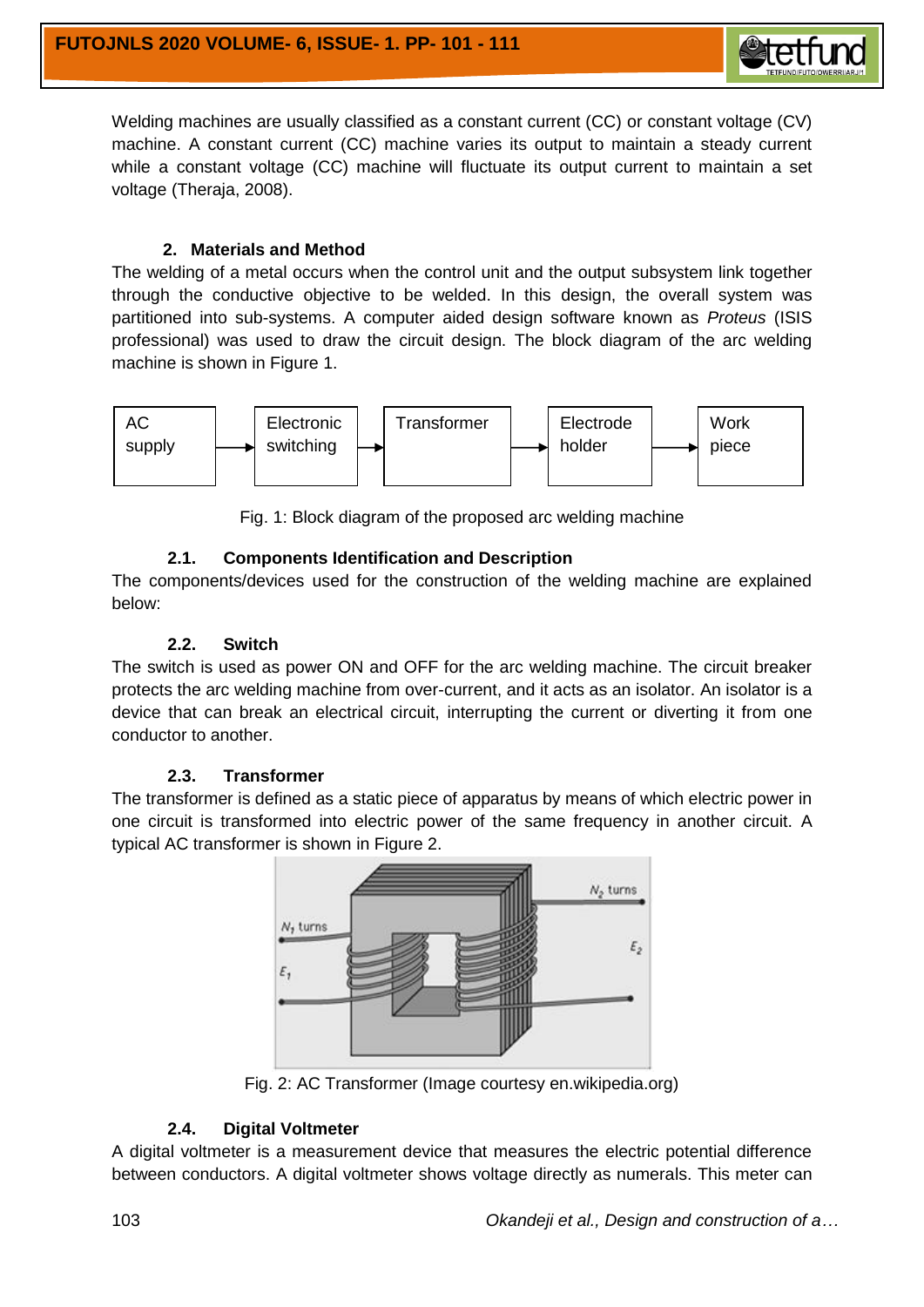Welding machines are usually classified as a constant current (CC) or constant voltage (CV) machine. A constant current (CC) machine varies its output to maintain a steady current while a constant voltage (CC) machine will fluctuate its output current to maintain a set voltage (Theraja, 2008).

## 2. Materials and Method

The welding of a metal occurs when the control unit and the output subsystem link together through the conductive objective to be welded. In this design, the overall system was partitioned into sub-systems. A computer aided design software known as *Proteus* (ISIS professional) was used to draw the circuit design. The block diagram of the arc welding machine is shown in Figure 1.

AC supply → Electronic switching → Transformer → Electrode holder → Work piece

Fig. 1: Block diagram of the proposed arc welding machine

### 2.1. Components Identification and Description

The components/devices used for the construction of the welding machine are explained below:

### 2.2. Switch

The switch is used as power ON and OFF for the arc welding machine. The circuit breaker protects the arc welding machine from over-current, and it acts as an isolator. An isolator is a device that can break an electrical circuit, interrupting the current or diverting it from one conductor to another.

### 2.3. Transformer

The transformer is defined as a static piece of apparatus by means of which electric power in one circuit is transformed into electric power of the same frequency in another circuit. A typical AC transformer is shown in Figure 2.

Fig. 2: AC Transformer (Image courtesy en.wikipedia.org)

### 2.4. Digital Voltmeter

A digital voltmeter is a measurement device that measures the electric potential difference between conductors. A digital voltmeter shows voltage directly as numerals. This meter can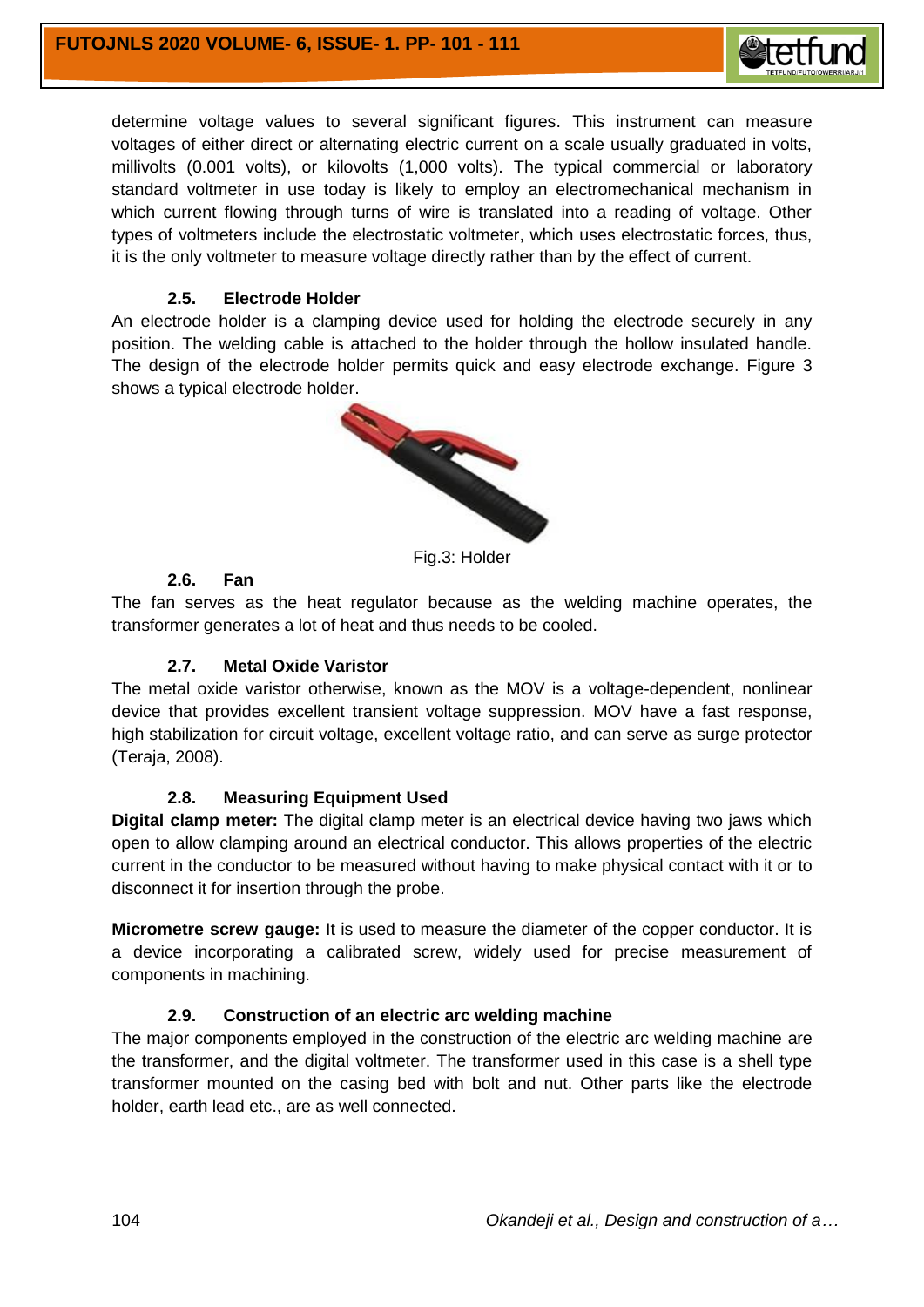determine voltage values to several significant figures. This instrument can measure voltages of either direct or alternating electric current on a scale usually graduated in volts, millivolts (0.001 volts), or kilovolts (1,000 volts). The typical commercial or laboratory standard voltmeter in use today is likely to employ an electromechanical mechanism in which current flowing through turns of wire is translated into a reading of voltage. Other types of voltmeters include the electrostatic voltmeter, which uses electrostatic forces, thus, it is the only voltmeter to measure voltage directly rather than by the effect of current.

### 2.5. Electrode Holder

An electrode holder is a clamping device used for holding the electrode securely in any position. The welding cable is attached to the holder through the hollow insulated handle. The design of the electrode holder permits quick and easy electrode exchange. Figure 3 shows a typical electrode holder.

Fig.3: Holder

### 2.6. Fan

The fan serves as the heat regulator because as the welding machine operates, the transformer generates a lot of heat and thus needs to be cooled.

### 2.7. Metal Oxide Varistor

The metal oxide varistor otherwise, known as the MOV is a voltage-dependent, nonlinear device that provides excellent transient voltage suppression. MOV have a fast response, high stabilization for circuit voltage, excellent voltage ratio, and can serve as surge protector (Teraja, 2008).

### 2.8. Measuring Equipment Used

**Digital clamp meter:** The digital clamp meter is an electrical device having two jaws which open to allow clamping around an electrical conductor. This allows properties of the electric current in the conductor to be measured without having to make physical contact with it or to disconnect it for insertion through the probe.

**Micrometre screw gauge:** It is used to measure the diameter of the copper conductor. It is a device incorporating a calibrated screw, widely used for precise measurement of components in machining.

### 2.9. Construction of an electric arc welding machine

The major components employed in the construction of the electric arc welding machine are the transformer, and the digital voltmeter. The transformer used in this case is a shell type transformer mounted on the casing bed with bolt and nut. Other parts like the electrode holder, earth lead etc., are as well connected.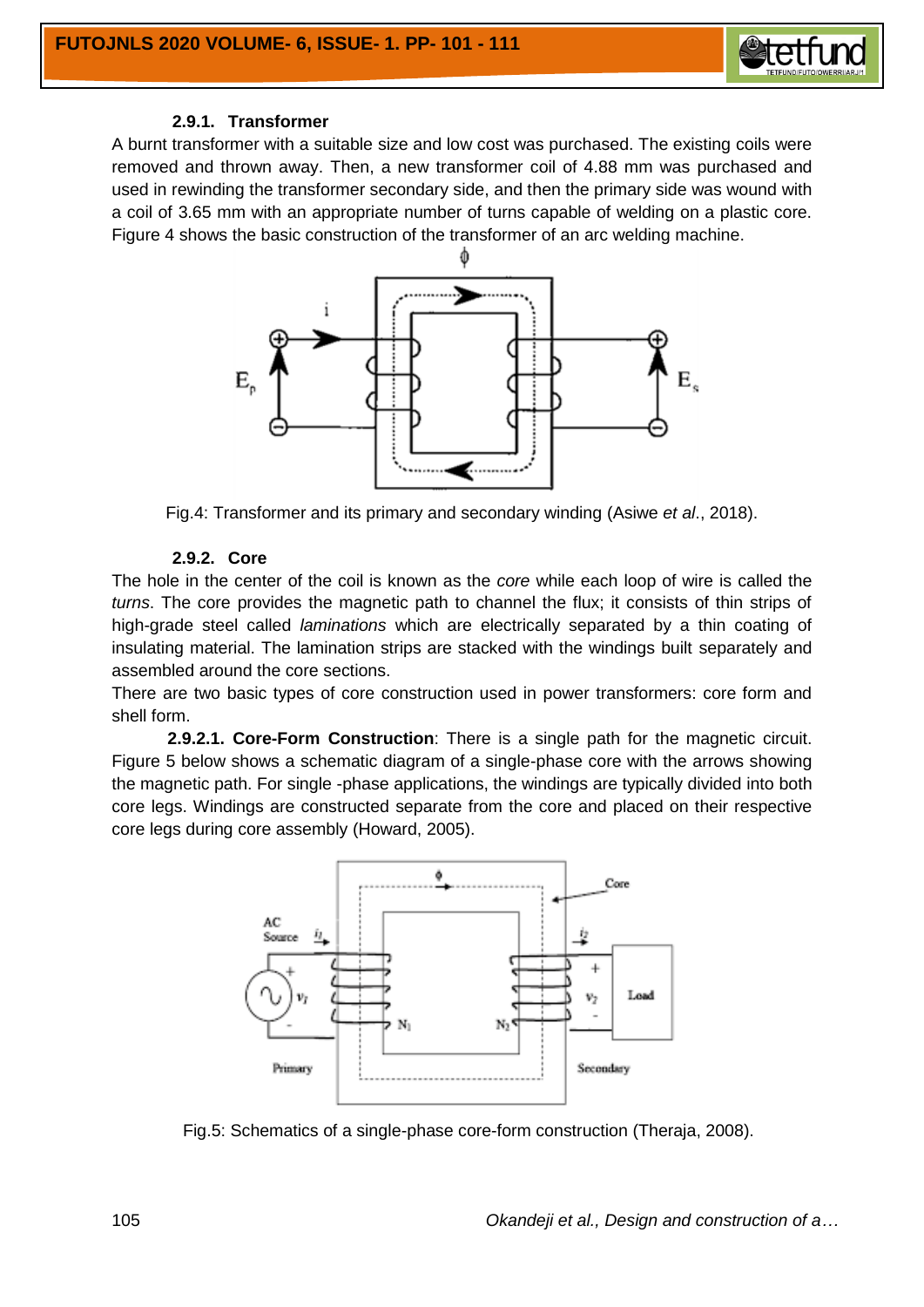#### 2.9.1. Transformer

A burnt transformer with a suitable size and low cost was purchased. The existing coils were removed and thrown away. Then, a new transformer coil of 4.88 mm was purchased and used in rewinding the transformer secondary side, and then the primary side was wound with a coil of 3.65 mm with an appropriate number of turns capable of welding on a plastic core. Figure 4 shows the basic construction of the transformer of an arc welding machine.

Fig.4: Transformer and its primary and secondary winding (Asiwe *et al*., 2018).

#### 2.9.2. Core

The hole in the center of the coil is known as the *core* while each loop of wire is called the *turns*. The core provides the magnetic path to channel the flux; it consists of thin strips of high-grade steel called *laminations* which are electrically separated by a thin coating of insulating material. The lamination strips are stacked with the windings built separately and assembled around the core sections.

There are two basic types of core construction used in power transformers: core form and shell form.

**2.9.2.1. Core-Form Construction**: There is a single path for the magnetic circuit. Figure 5 below shows a schematic diagram of a single-phase core with the arrows showing the magnetic path. For single -phase applications, the windings are typically divided into both core legs. Windings are constructed separate from the core and placed on their respective core legs during core assembly (Howard, 2005).

Fig.5: Schematics of a single-phase core-form construction (Theraja, 2008).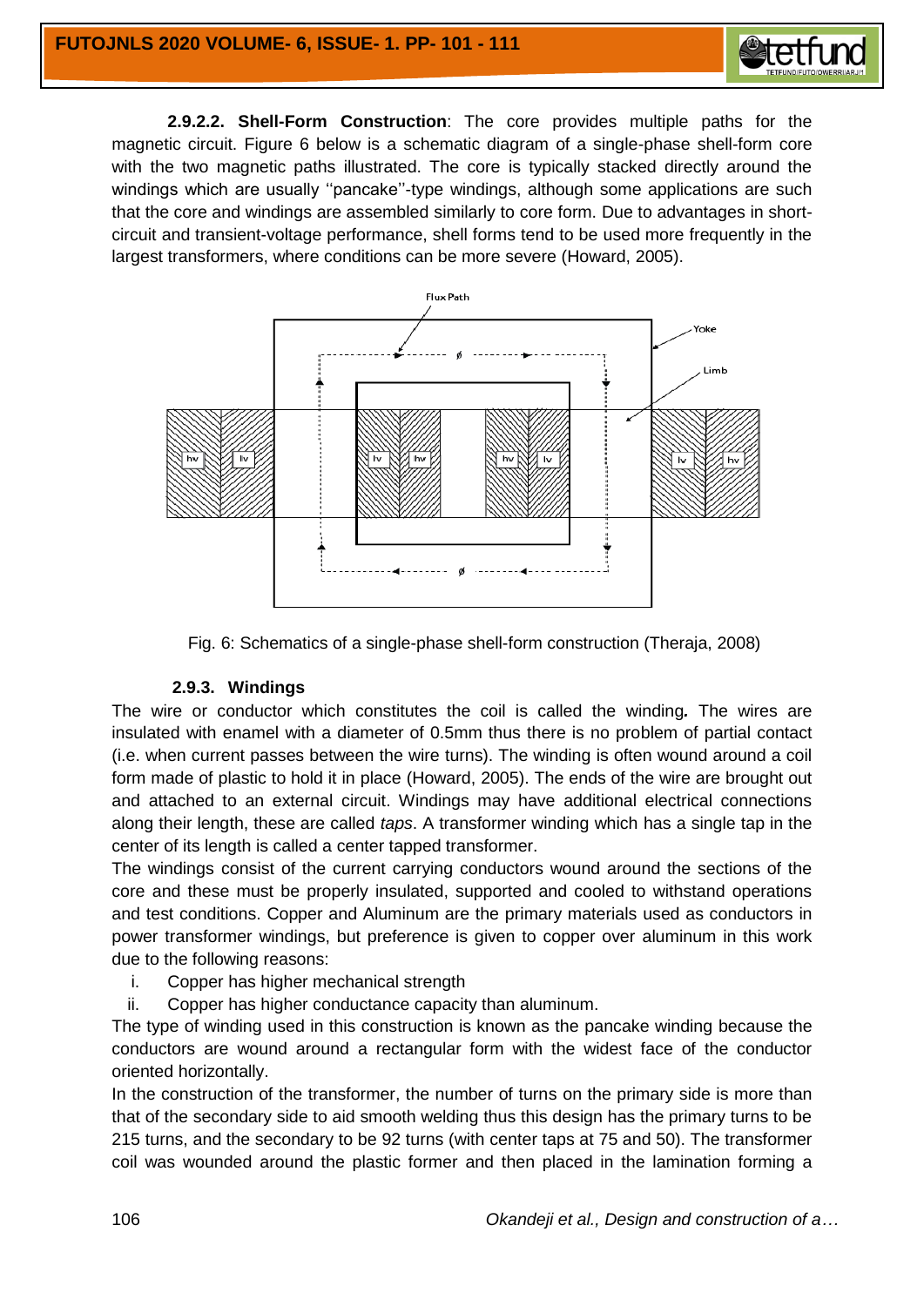**2.9.2.2. Shell-Form Construction**: The core provides multiple paths for the magnetic circuit. Figure 6 below is a schematic diagram of a single-phase shell-form core with the two magnetic paths illustrated. The core is typically stacked directly around the windings which are usually ''pancake''-type windings, although some applications are such that the core and windings are assembled similarly to core form. Due to advantages in short-circuit and transient-voltage performance, shell forms tend to be used more frequently in the largest transformers, where conditions can be more severe (Howard, 2005).

Fig. 6: Schematics of a single-phase shell-form construction (Theraja, 2008)

### 2.9.3. Windings

The wire or conductor which constitutes the coil is called the winding**.** The wires are insulated with enamel with a diameter of 0.5mm thus there is no problem of partial contact (i.e. when current passes between the wire turns). The winding is often wound around a coil form made of plastic to hold it in place (Howard, 2005). The ends of the wire are brought out and attached to an external circuit. Windings may have additional electrical connections along their length, these are called *taps*. A transformer winding which has a single tap in the center of its length is called a center tapped transformer.

The windings consist of the current carrying conductors wound around the sections of the core and these must be properly insulated, supported and cooled to withstand operations and test conditions. Copper and Aluminum are the primary materials used as conductors in power transformer windings, but preference is given to copper over aluminum in this work due to the following reasons:

i. Copper has higher mechanical strength
ii. Copper has higher conductance capacity than aluminum.

The type of winding used in this construction is known as the pancake winding because the conductors are wound around a rectangular form with the widest face of the conductor oriented horizontally.

In the construction of the transformer, the number of turns on the primary side is more than that of the secondary side to aid smooth welding thus this design has the primary turns to be 215 turns, and the secondary to be 92 turns (with center taps at 75 and 50). The transformer coil was wounded around the plastic former and then placed in the lamination forming a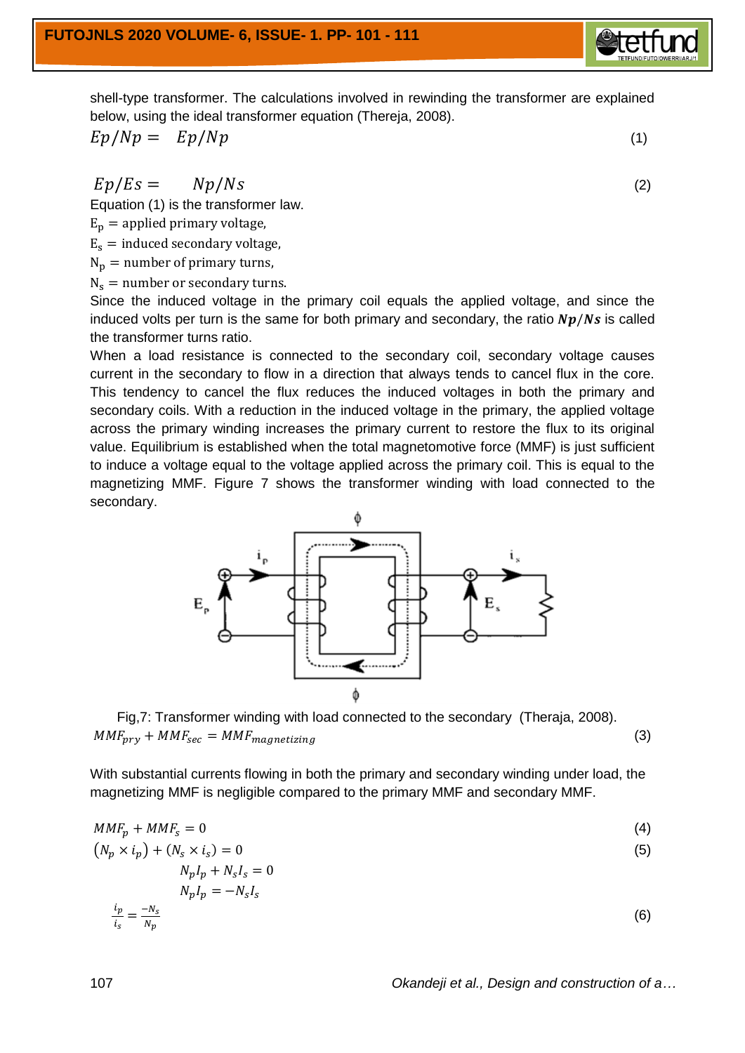shell-type transformer. The calculations involved in rewinding the transformer are explained below, using the ideal transformer equation (Thereja, 2008).

$$Ep/Np = \quad Ep/Np \tag{1}$$

$$Ep/Es = \quad Np/Ns \tag{2}$$

Equation (1) is the transformer law.

$\mathrm{E_p}$ = applied primary voltage,

$\mathrm{E_s}$ = induced secondary voltage,

$\mathrm{N_p}$ = number of primary turns,

$\mathrm{N_s}$ = number or secondary turns.

Since the induced voltage in the primary coil equals the applied voltage, and since the induced volts per turn is the same for both primary and secondary, the ratio $\boldsymbol{Np/Ns}$ is called the transformer turns ratio.

When a load resistance is connected to the secondary coil, secondary voltage causes current in the secondary to flow in a direction that always tends to cancel flux in the core. This tendency to cancel the flux reduces the induced voltages in both the primary and secondary coils. With a reduction in the induced voltage in the primary, the applied voltage across the primary winding increases the primary current to restore the flux to its original value. Equilibrium is established when the total magnetomotive force (MMF) is just sufficient to induce a voltage equal to the voltage applied across the primary coil. This is equal to the magnetizing MMF. Figure 7 shows the transformer winding with load connected to the secondary.

Fig,7: Transformer winding with load connected to the secondary (Theraja, 2008).

$$MMF_{pry} + MMF_{sec} = MMF_{magnetizing} \tag{3}$$

With substantial currents flowing in both the primary and secondary winding under load, the magnetizing MMF is negligible compared to the primary MMF and secondary MMF.

$$MMF_p + MMF_s = 0 \tag{4}$$

$$(N_p \times i_p) + (N_s \times i_s) = 0 \tag{5}$$

$$N_p I_p + N_s I_s = 0$$

$$N_p I_p = -N_s I_s$$

$$\frac{i_p}{i_s} = \frac{-N_s}{N_p} \tag{6}$$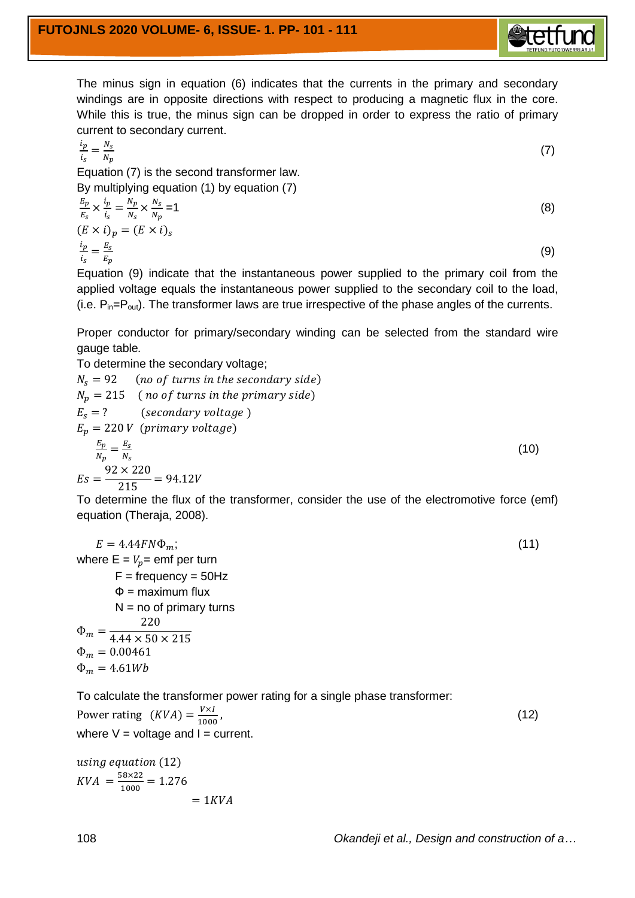The minus sign in equation (6) indicates that the currents in the primary and secondary windings are in opposite directions with respect to producing a magnetic flux in the core. While this is true, the minus sign can be dropped in order to express the ratio of primary current to secondary current.

$$\frac{i_p}{i_s} = \frac{N_s}{N_p} \tag{7}$$

Equation (7) is the second transformer law.

By multiplying equation (1) by equation (7)

$$\frac{E_p}{E_s} \times \frac{i_p}{i_s} = \frac{N_p}{N_s} \times \frac{N_s}{N_p} = 1 \tag{8}$$

$$(E \times i)_p = (E \times i)_s$$

$$\frac{i_p}{i_s} = \frac{E_s}{E_p} \tag{9}$$

Equation (9) indicate that the instantaneous power supplied to the primary coil from the applied voltage equals the instantaneous power supplied to the secondary coil to the load, (i.e. $P_{in}=P_{out}$). The transformer laws are true irrespective of the phase angles of the currents.

Proper conductor for primary/secondary winding can be selected from the standard wire gauge table.

To determine the secondary voltage;

$N_s = 92$ (*no of turns in the secondary side*)

$N_p = 215$ (*no of turns in the primary side*)

$E_s = ?$ (*secondary voltage*)

$E_p = 220\,V$ (*primary voltage*)

$$\frac{E_p}{N_p} = \frac{E_s}{N_s} \tag{10}$$

$$Es = \frac{92 \times 220}{215} = 94.12V$$

To determine the flux of the transformer, consider the use of the electromotive force (emf) equation (Theraja, 2008).

$$E = 4.44FN\Phi_m; \tag{11}$$

where E = $V_p$= emf per turn

F = frequency = 50Hz

Φ = maximum flux

N = no of primary turns

$$\Phi_m = \frac{220}{4.44 \times 50 \times 215}$$

$$\Phi_m = 0.00461$$

$$\Phi_m = 4.61Wb$$

To calculate the transformer power rating for a single phase transformer:

$$\text{Power rating } (KVA) = \frac{V \times I}{1000}, \tag{12}$$

where V = voltage and I = current.

*using equation* (12)

$$KVA = \frac{58 \times 22}{1000} = 1.276$$

$$= 1KVA$$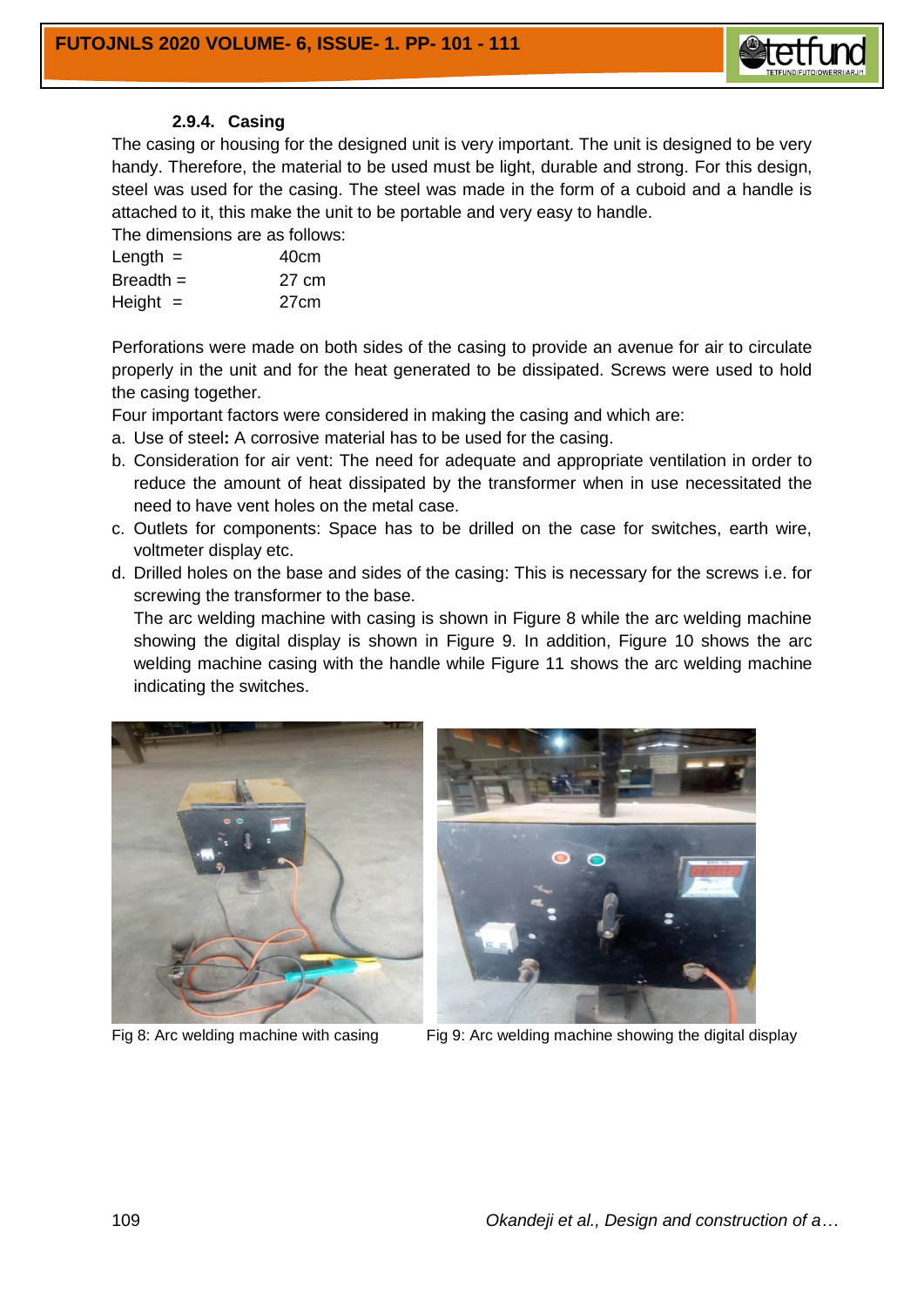### 2.9.4. Casing

The casing or housing for the designed unit is very important. The unit is designed to be very handy. Therefore, the material to be used must be light, durable and strong. For this design, steel was used for the casing. The steel was made in the form of a cuboid and a handle is attached to it, this make the unit to be portable and very easy to handle.

The dimensions are as follows:

Length = 40cm
Breadth = 27 cm
Height = 27cm

Perforations were made on both sides of the casing to provide an avenue for air to circulate properly in the unit and for the heat generated to be dissipated. Screws were used to hold the casing together.

Four important factors were considered in making the casing and which are:

a. Use of steel**:** A corrosive material has to be used for the casing.
b. Consideration for air vent: The need for adequate and appropriate ventilation in order to reduce the amount of heat dissipated by the transformer when in use necessitated the need to have vent holes on the metal case.
c. Outlets for components: Space has to be drilled on the case for switches, earth wire, voltmeter display etc.
d. Drilled holes on the base and sides of the casing: This is necessary for the screws i.e. for screwing the transformer to the base.

   The arc welding machine with casing is shown in Figure 8 while the arc welding machine showing the digital display is shown in Figure 9. In addition, Figure 10 shows the arc welding machine casing with the handle while Figure 11 shows the arc welding machine indicating the switches.

Fig 8: Arc welding machine with casing

Fig 9: Arc welding machine showing the digital display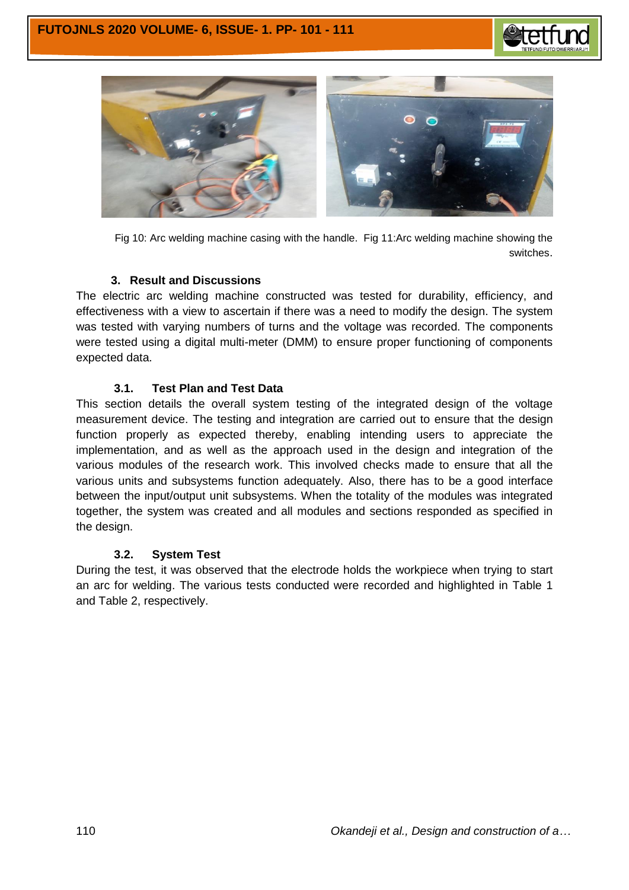Fig 10: Arc welding machine casing with the handle. Fig 11:Arc welding machine showing the switches.

## 3. Result and Discussions

The electric arc welding machine constructed was tested for durability, efficiency, and effectiveness with a view to ascertain if there was a need to modify the design. The system was tested with varying numbers of turns and the voltage was recorded. The components were tested using a digital multi-meter (DMM) to ensure proper functioning of components expected data.

### 3.1. Test Plan and Test Data

This section details the overall system testing of the integrated design of the voltage measurement device. The testing and integration are carried out to ensure that the design function properly as expected thereby, enabling intending users to appreciate the implementation, and as well as the approach used in the design and integration of the various modules of the research work. This involved checks made to ensure that all the various units and subsystems function adequately. Also, there has to be a good interface between the input/output unit subsystems. When the totality of the modules was integrated together, the system was created and all modules and sections responded as specified in the design.

### 3.2. System Test

During the test, it was observed that the electrode holds the workpiece when trying to start an arc for welding. The various tests conducted were recorded and highlighted in Table 1 and Table 2, respectively.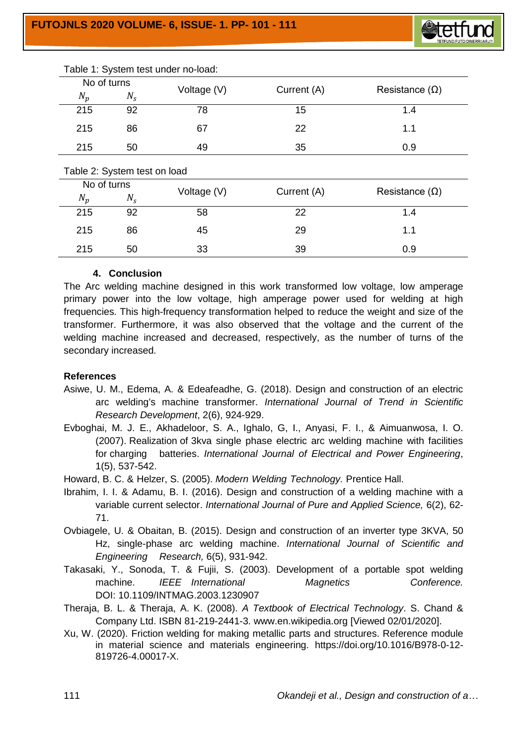Table 1: System test under no-load:

| No of turns | | Voltage (V) | Current (A) | Resistance (Ω) |
|---|---|---|---|---|
| $N_p$ | $N_s$ | | | |
| 215 | 92 | 78 | 15 | 1.4 |
| 215 | 86 | 67 | 22 | 1.1 |
| 215 | 50 | 49 | 35 | 0.9 |

Table 2: System test on load

| No of turns | | Voltage (V) | Current (A) | Resistance (Ω) |
|---|---|---|---|---|
| $N_p$ | $N_s$ | | | |
| 215 | 92 | 58 | 22 | 1.4 |
| 215 | 86 | 45 | 29 | 1.1 |
| 215 | 50 | 33 | 39 | 0.9 |

## 4. Conclusion

The Arc welding machine designed in this work transformed low voltage, low amperage primary power into the low voltage, high amperage power used for welding at high frequencies. This high-frequency transformation helped to reduce the weight and size of the transformer. Furthermore, it was also observed that the voltage and the current of the welding machine increased and decreased, respectively, as the number of turns of the secondary increased.

## References

Asiwe, U. M., Edema, A. & Edeafeadhe, G. (2018). Design and construction of an electric arc welding's machine transformer. *International Journal of Trend in Scientific Research Development*, 2(6), 924-929.

Evboghai, M. J. E., Akhadeloor, S. A., Ighalo, G, I., Anyasi, F. I., & Aimuanwosa, I. O. (2007). Realization of 3kva single phase electric arc welding machine with facilities for charging batteries. *International Journal of Electrical and Power Engineering*, 1(5), 537-542.

Howard, B. C. & Helzer, S. (2005). *Modern Welding Technology.* Prentice Hall.

Ibrahim, I. I. & Adamu, B. I. (2016). Design and construction of a welding machine with a variable current selector. *International Journal of Pure and Applied Science,* 6(2), 62-71.

Ovbiagele, U. & Obaitan, B. (2015). Design and construction of an inverter type 3KVA, 50 Hz, single-phase arc welding machine. *International Journal of Scientific and Engineering Research,* 6(5), 931-942.

Takasaki, Y., Sonoda, T. & Fujii, S. (2003). Development of a portable spot welding machine. *IEEE International Magnetics Conference.* DOI: 10.1109/INTMAG.2003.1230907

Theraja, B. L. & Theraja, A. K. (2008). *A Textbook of Electrical Technology*. S. Chand & Company Ltd. ISBN 81-219-2441-3. www.en.wikipedia.org [Viewed 02/01/2020].

Xu, W. (2020). Friction welding for making metallic parts and structures. Reference module in material science and materials engineering. https://doi.org/10.1016/B978-0-12-819726-4.00017-X.